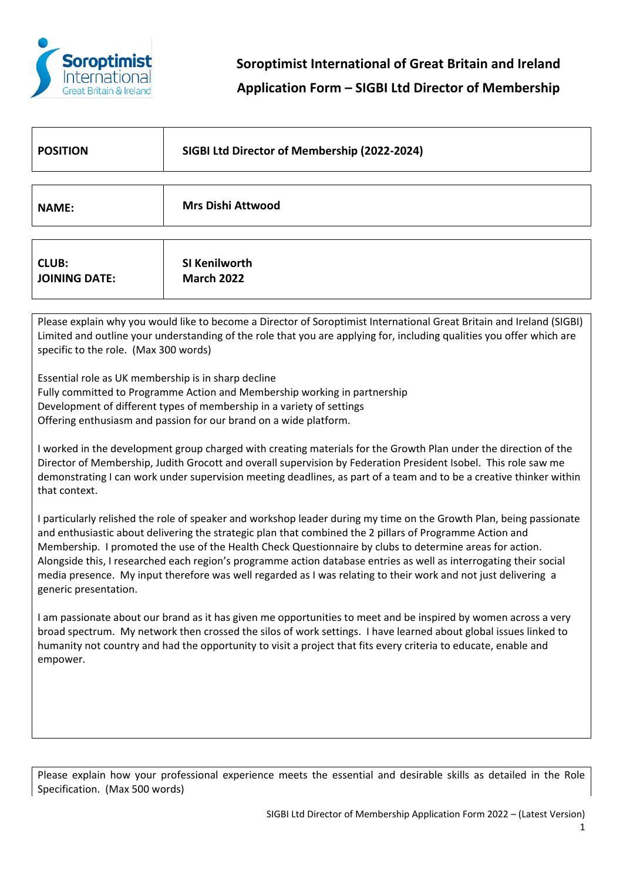**Soroptimist International of Great Britain and Ireland**

**Application Form – SIGBI Ltd Director of Membership**

| **POSITION** | **SIGBI Ltd Director of Membership (2022-2024)** |
|---|---|
| **NAME:** | **Mrs Dishi Attwood** |
| **CLUB:**<br>**JOINING DATE:** | **SI Kenilworth**<br>**March 2022** |

Please explain why you would like to become a Director of Soroptimist International Great Britain and Ireland (SIGBI) Limited and outline your understanding of the role that you are applying for, including qualities you offer which are specific to the role. (Max 300 words)

Essential role as UK membership is in sharp decline
Fully committed to Programme Action and Membership working in partnership
Development of different types of membership in a variety of settings
Offering enthusiasm and passion for our brand on a wide platform.

I worked in the development group charged with creating materials for the Growth Plan under the direction of the Director of Membership, Judith Grocott and overall supervision by Federation President Isobel. This role saw me demonstrating I can work under supervision meeting deadlines, as part of a team and to be a creative thinker within that context.

I particularly relished the role of speaker and workshop leader during my time on the Growth Plan, being passionate and enthusiastic about delivering the strategic plan that combined the 2 pillars of Programme Action and Membership. I promoted the use of the Health Check Questionnaire by clubs to determine areas for action. Alongside this, I researched each region's programme action database entries as well as interrogating their social media presence. My input therefore was well regarded as I was relating to their work and not just delivering a generic presentation.

I am passionate about our brand as it has given me opportunities to meet and be inspired by women across a very broad spectrum. My network then crossed the silos of work settings. I have learned about global issues linked to humanity not country and had the opportunity to visit a project that fits every criteria to educate, enable and empower.

Please explain how your professional experience meets the essential and desirable skills as detailed in the Role Specification. (Max 500 words)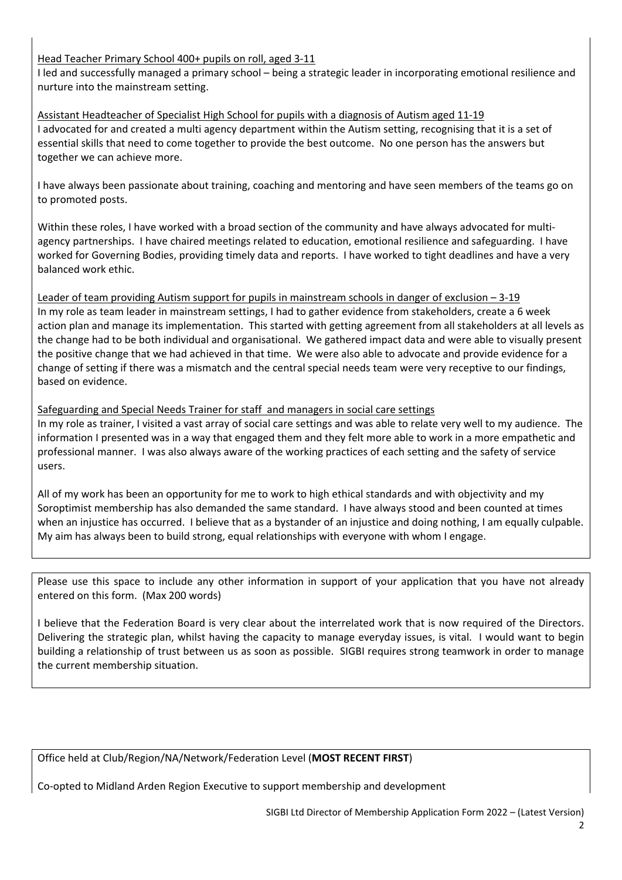Head Teacher Primary School 400+ pupils on roll, aged 3-11

I led and successfully managed a primary school – being a strategic leader in incorporating emotional resilience and nurture into the mainstream setting.

Assistant Headteacher of Specialist High School for pupils with a diagnosis of Autism aged 11-19

I advocated for and created a multi agency department within the Autism setting, recognising that it is a set of essential skills that need to come together to provide the best outcome. No one person has the answers but together we can achieve more.

I have always been passionate about training, coaching and mentoring and have seen members of the teams go on to promoted posts.

Within these roles, I have worked with a broad section of the community and have always advocated for multi-agency partnerships. I have chaired meetings related to education, emotional resilience and safeguarding. I have worked for Governing Bodies, providing timely data and reports. I have worked to tight deadlines and have a very balanced work ethic.

Leader of team providing Autism support for pupils in mainstream schools in danger of exclusion – 3-19

In my role as team leader in mainstream settings, I had to gather evidence from stakeholders, create a 6 week action plan and manage its implementation. This started with getting agreement from all stakeholders at all levels as the change had to be both individual and organisational. We gathered impact data and were able to visually present the positive change that we had achieved in that time. We were also able to advocate and provide evidence for a change of setting if there was a mismatch and the central special needs team were very receptive to our findings, based on evidence.

Safeguarding and Special Needs Trainer for staff and managers in social care settings

In my role as trainer, I visited a vast array of social care settings and was able to relate very well to my audience. The information I presented was in a way that engaged them and they felt more able to work in a more empathetic and professional manner. I was also always aware of the working practices of each setting and the safety of service users.

All of my work has been an opportunity for me to work to high ethical standards and with objectivity and my Soroptimist membership has also demanded the same standard. I have always stood and been counted at times when an injustice has occurred. I believe that as a bystander of an injustice and doing nothing, I am equally culpable. My aim has always been to build strong, equal relationships with everyone with whom I engage.

Please use this space to include any other information in support of your application that you have not already entered on this form. (Max 200 words)

I believe that the Federation Board is very clear about the interrelated work that is now required of the Directors. Delivering the strategic plan, whilst having the capacity to manage everyday issues, is vital. I would want to begin building a relationship of trust between us as soon as possible. SIGBI requires strong teamwork in order to manage the current membership situation.

Office held at Club/Region/NA/Network/Federation Level (**MOST RECENT FIRST**)

Co-opted to Midland Arden Region Executive to support membership and development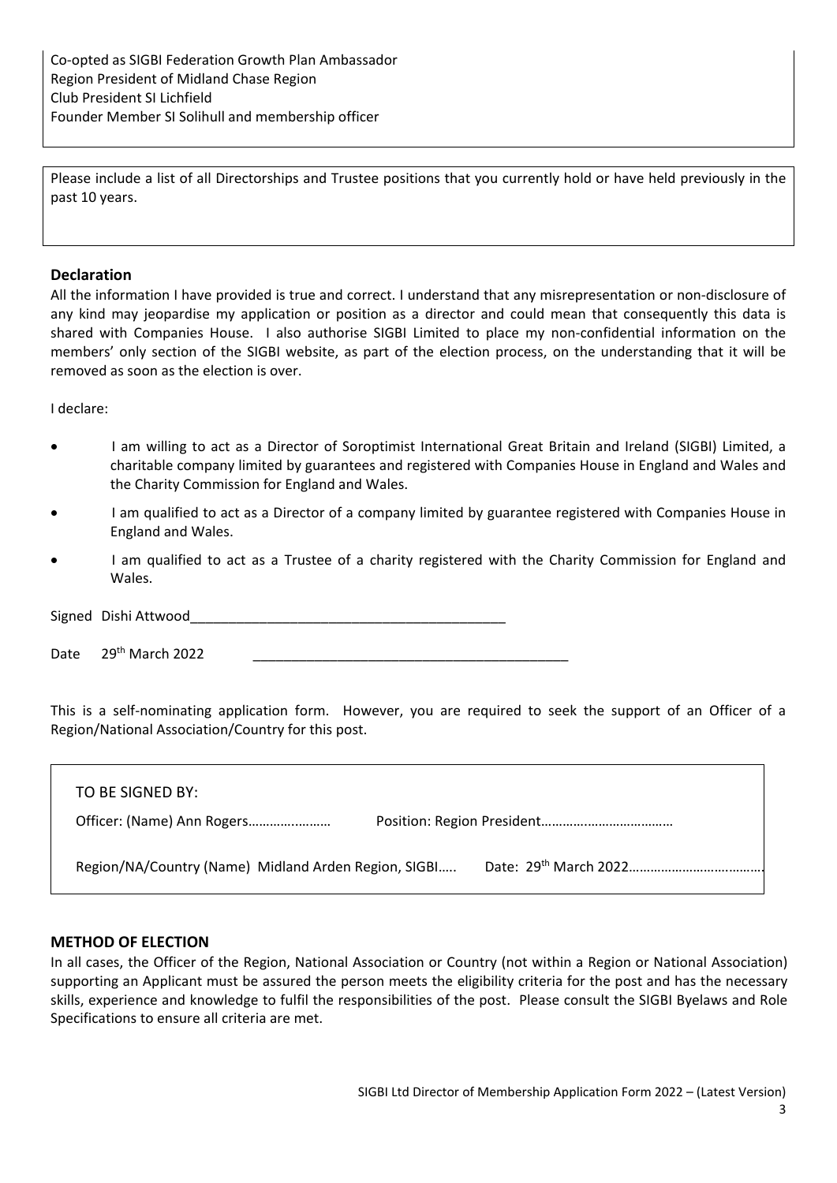Co-opted as SIGBI Federation Growth Plan Ambassador
Region President of Midland Chase Region
Club President SI Lichfield
Founder Member SI Solihull and membership officer

Please include a list of all Directorships and Trustee positions that you currently hold or have held previously in the past 10 years.

### Declaration

All the information I have provided is true and correct. I understand that any misrepresentation or non-disclosure of any kind may jeopardise my application or position as a director and could mean that consequently this data is shared with Companies House. I also authorise SIGBI Limited to place my non-confidential information on the members' only section of the SIGBI website, as part of the election process, on the understanding that it will be removed as soon as the election is over.

I declare:

- I am willing to act as a Director of Soroptimist International Great Britain and Ireland (SIGBI) Limited, a charitable company limited by guarantees and registered with Companies House in England and Wales and the Charity Commission for England and Wales.
- I am qualified to act as a Director of a company limited by guarantee registered with Companies House in England and Wales.
- I am qualified to act as a Trustee of a charity registered with the Charity Commission for England and Wales.

Signed Dishi Attwood\_\_\_\_\_\_\_\_\_\_\_\_\_\_\_\_\_\_\_\_\_\_\_\_\_\_\_\_\_\_\_\_\_\_\_\_\_\_\_\_

Date 29th March 2022 \_\_\_\_\_\_\_\_\_\_\_\_\_\_\_\_\_\_\_\_\_\_\_\_\_\_\_\_\_\_\_\_\_\_\_\_\_\_\_\_

This is a self-nominating application form. However, you are required to seek the support of an Officer of a Region/National Association/Country for this post.

TO BE SIGNED BY:

Officer: (Name) Ann Rogers…………………… Position: Region President………………………………

Region/NA/Country (Name) Midland Arden Region, SIGBI….. Date: 29th March 2022……………………………….

### METHOD OF ELECTION

In all cases, the Officer of the Region, National Association or Country (not within a Region or National Association) supporting an Applicant must be assured the person meets the eligibility criteria for the post and has the necessary skills, experience and knowledge to fulfil the responsibilities of the post. Please consult the SIGBI Byelaws and Role Specifications to ensure all criteria are met.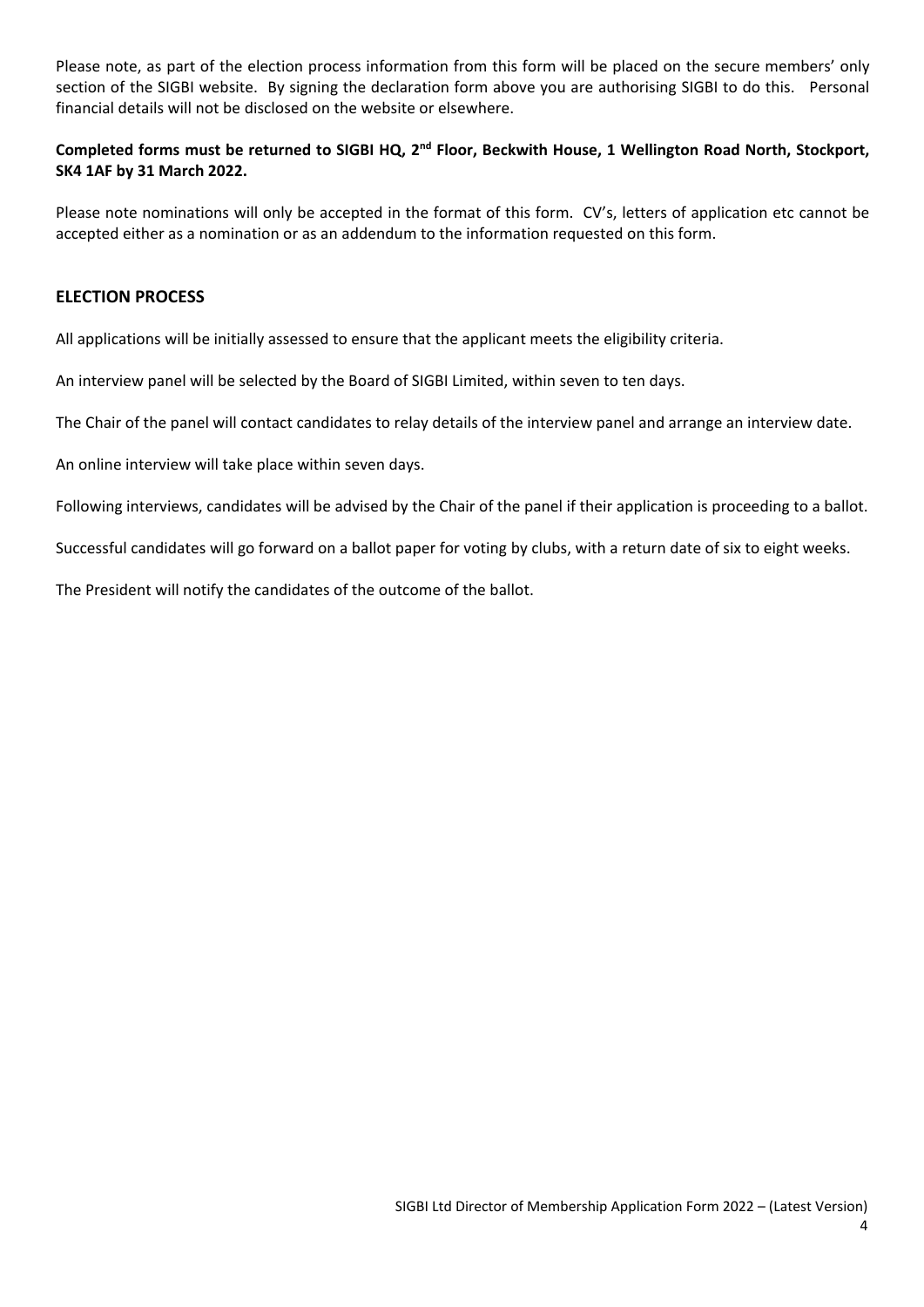Please note, as part of the election process information from this form will be placed on the secure members' only section of the SIGBI website. By signing the declaration form above you are authorising SIGBI to do this. Personal financial details will not be disclosed on the website or elsewhere.

**Completed forms must be returned to SIGBI HQ, 2nd Floor, Beckwith House, 1 Wellington Road North, Stockport, SK4 1AF by 31 March 2022.**

Please note nominations will only be accepted in the format of this form. CV's, letters of application etc cannot be accepted either as a nomination or as an addendum to the information requested on this form.

## ELECTION PROCESS

All applications will be initially assessed to ensure that the applicant meets the eligibility criteria.

An interview panel will be selected by the Board of SIGBI Limited, within seven to ten days.

The Chair of the panel will contact candidates to relay details of the interview panel and arrange an interview date.

An online interview will take place within seven days.

Following interviews, candidates will be advised by the Chair of the panel if their application is proceeding to a ballot.

Successful candidates will go forward on a ballot paper for voting by clubs, with a return date of six to eight weeks.

The President will notify the candidates of the outcome of the ballot.